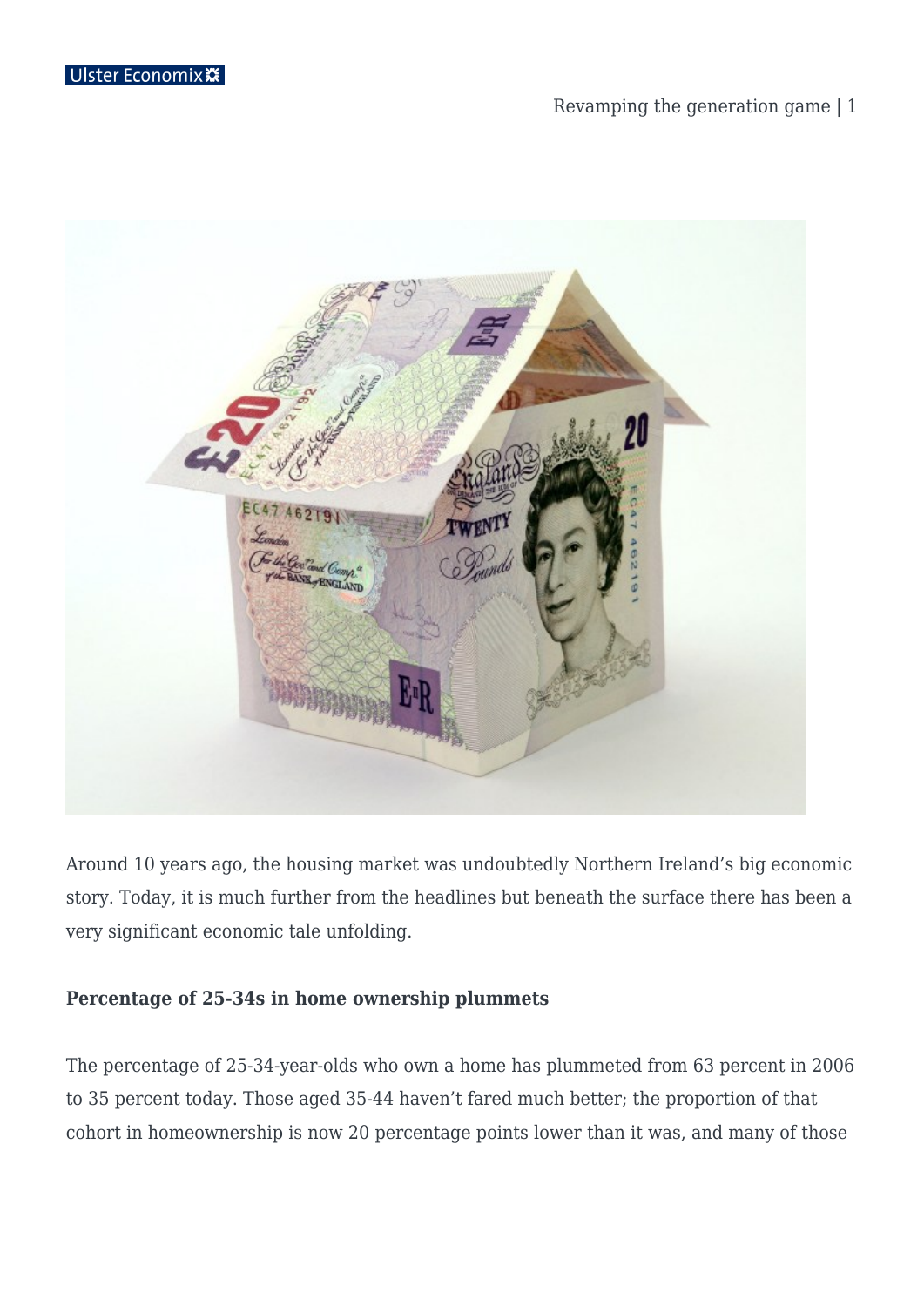Around 10 years ago, the housing market was undoubtedly Northern Ireland's big economic story. Today, it is much further from the headlines but beneath the surface there has been a very significant economic tale unfolding.

**Percentage of 25-34s in home ownership plummets**

The percentage of 25-34-year-olds who own a home has plummeted from 63 percent in 2006 to 35 percent today. Those aged 35-44 haven't fared much better; the proportion of that cohort in homeownership is now 20 percentage points lower than it was, and many of those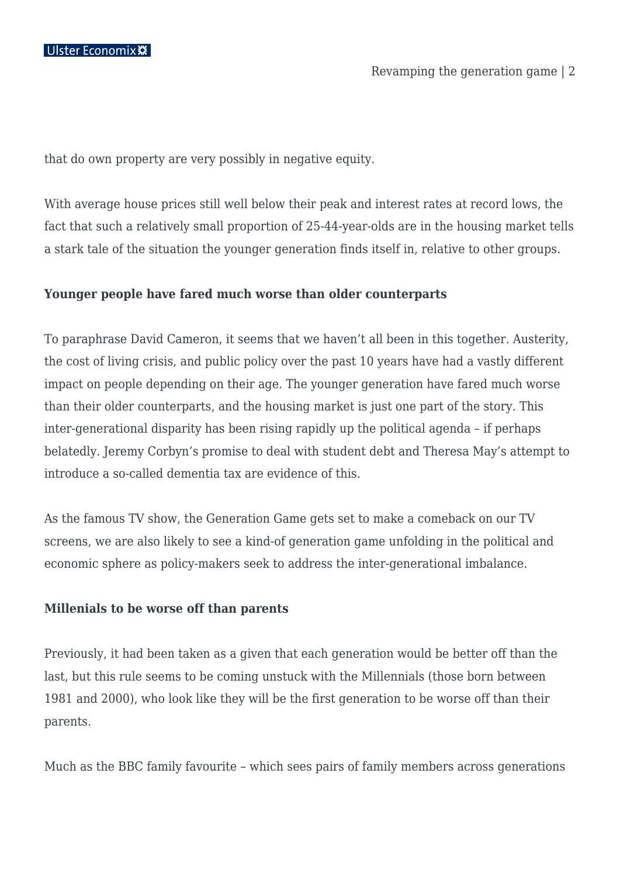that do own property are very possibly in negative equity.

With average house prices still well below their peak and interest rates at record lows, the fact that such a relatively small proportion of 25-44-year-olds are in the housing market tells a stark tale of the situation the younger generation finds itself in, relative to other groups.

**Younger people have fared much worse than older counterparts**

To paraphrase David Cameron, it seems that we haven't all been in this together. Austerity, the cost of living crisis, and public policy over the past 10 years have had a vastly different impact on people depending on their age. The younger generation have fared much worse than their older counterparts, and the housing market is just one part of the story. This inter-generational disparity has been rising rapidly up the political agenda – if perhaps belatedly. Jeremy Corbyn's promise to deal with student debt and Theresa May's attempt to introduce a so-called dementia tax are evidence of this.

As the famous TV show, the Generation Game gets set to make a comeback on our TV screens, we are also likely to see a kind-of generation game unfolding in the political and economic sphere as policy-makers seek to address the inter-generational imbalance.

**Millenials to be worse off than parents**

Previously, it had been taken as a given that each generation would be better off than the last, but this rule seems to be coming unstuck with the Millennials (those born between 1981 and 2000), who look like they will be the first generation to be worse off than their parents.

Much as the BBC family favourite – which sees pairs of family members across generations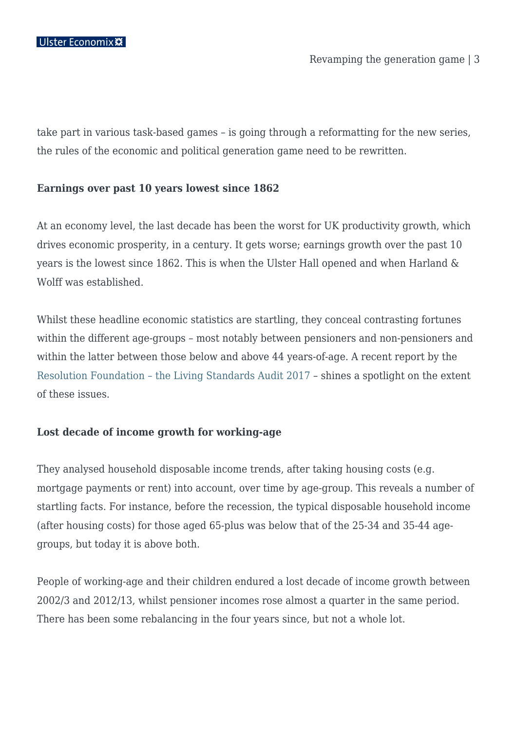take part in various task-based games – is going through a reformatting for the new series, the rules of the economic and political generation game need to be rewritten.

**Earnings over past 10 years lowest since 1862**

At an economy level, the last decade has been the worst for UK productivity growth, which drives economic prosperity, in a century. It gets worse; earnings growth over the past 10 years is the lowest since 1862. This is when the Ulster Hall opened and when Harland & Wolff was established.

Whilst these headline economic statistics are startling, they conceal contrasting fortunes within the different age-groups – most notably between pensioners and non-pensioners and within the latter between those below and above 44 years-of-age. A recent report by the Resolution Foundation – the Living Standards Audit 2017 – shines a spotlight on the extent of these issues.

**Lost decade of income growth for working-age**

They analysed household disposable income trends, after taking housing costs (e.g. mortgage payments or rent) into account, over time by age-group. This reveals a number of startling facts. For instance, before the recession, the typical disposable household income (after housing costs) for those aged 65-plus was below that of the 25-34 and 35-44 age-groups, but today it is above both.

People of working-age and their children endured a lost decade of income growth between 2002/3 and 2012/13, whilst pensioner incomes rose almost a quarter in the same period. There has been some rebalancing in the four years since, but not a whole lot.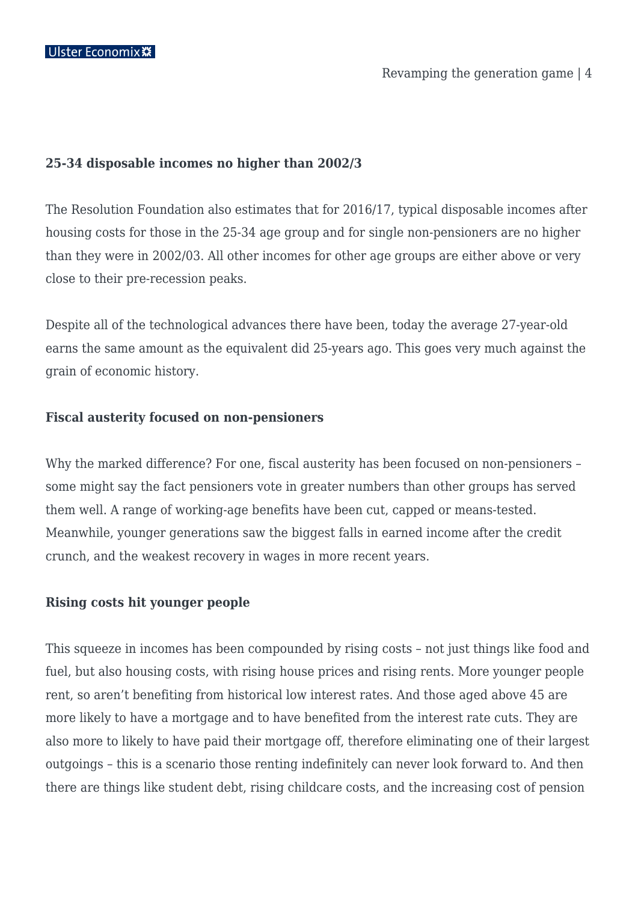**25-34 disposable incomes no higher than 2002/3**

The Resolution Foundation also estimates that for 2016/17, typical disposable incomes after housing costs for those in the 25-34 age group and for single non-pensioners are no higher than they were in 2002/03. All other incomes for other age groups are either above or very close to their pre-recession peaks.

Despite all of the technological advances there have been, today the average 27-year-old earns the same amount as the equivalent did 25-years ago. This goes very much against the grain of economic history.

**Fiscal austerity focused on non-pensioners**

Why the marked difference? For one, fiscal austerity has been focused on non-pensioners – some might say the fact pensioners vote in greater numbers than other groups has served them well. A range of working-age benefits have been cut, capped or means-tested. Meanwhile, younger generations saw the biggest falls in earned income after the credit crunch, and the weakest recovery in wages in more recent years.

**Rising costs hit younger people**

This squeeze in incomes has been compounded by rising costs – not just things like food and fuel, but also housing costs, with rising house prices and rising rents. More younger people rent, so aren't benefiting from historical low interest rates. And those aged above 45 are more likely to have a mortgage and to have benefited from the interest rate cuts. They are also more to likely to have paid their mortgage off, therefore eliminating one of their largest outgoings – this is a scenario those renting indefinitely can never look forward to. And then there are things like student debt, rising childcare costs, and the increasing cost of pension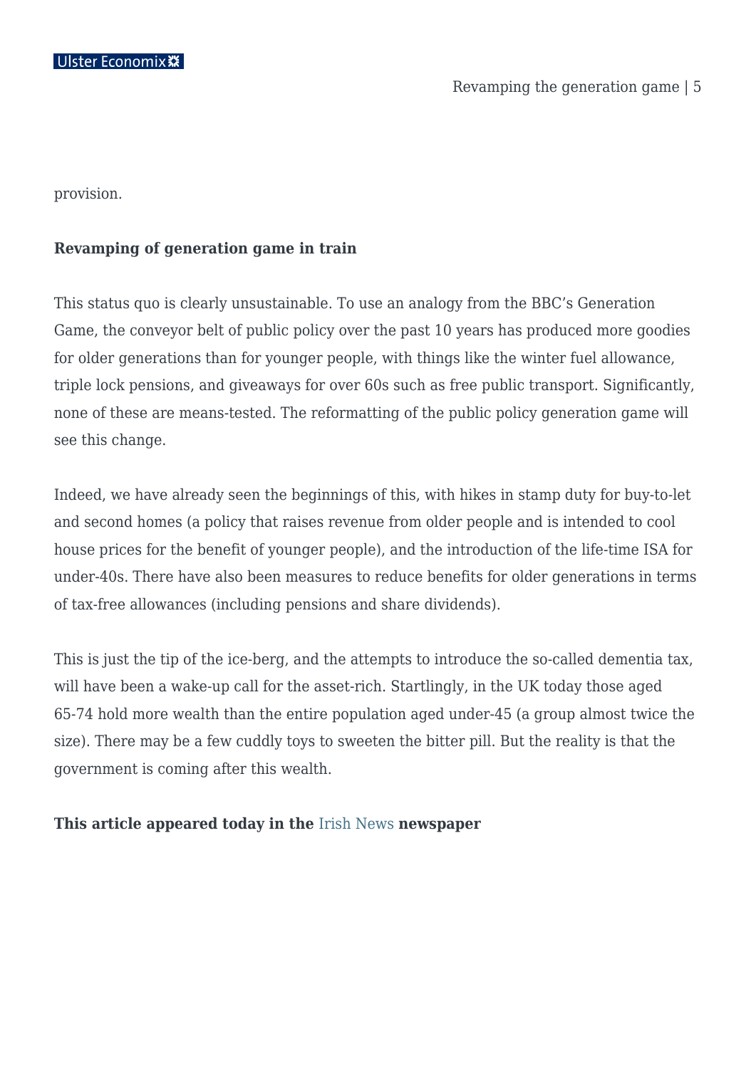provision.

**Revamping of generation game in train**

This status quo is clearly unsustainable. To use an analogy from the BBC's Generation Game, the conveyor belt of public policy over the past 10 years has produced more goodies for older generations than for younger people, with things like the winter fuel allowance, triple lock pensions, and giveaways for over 60s such as free public transport. Significantly, none of these are means-tested. The reformatting of the public policy generation game will see this change.

Indeed, we have already seen the beginnings of this, with hikes in stamp duty for buy-to-let and second homes (a policy that raises revenue from older people and is intended to cool house prices for the benefit of younger people), and the introduction of the life-time ISA for under-40s. There have also been measures to reduce benefits for older generations in terms of tax-free allowances (including pensions and share dividends).

This is just the tip of the ice-berg, and the attempts to introduce the so-called dementia tax, will have been a wake-up call for the asset-rich. Startlingly, in the UK today those aged 65-74 hold more wealth than the entire population aged under-45 (a group almost twice the size). There may be a few cuddly toys to sweeten the bitter pill. But the reality is that the government is coming after this wealth.

**This article appeared today in the** Irish News **newspaper**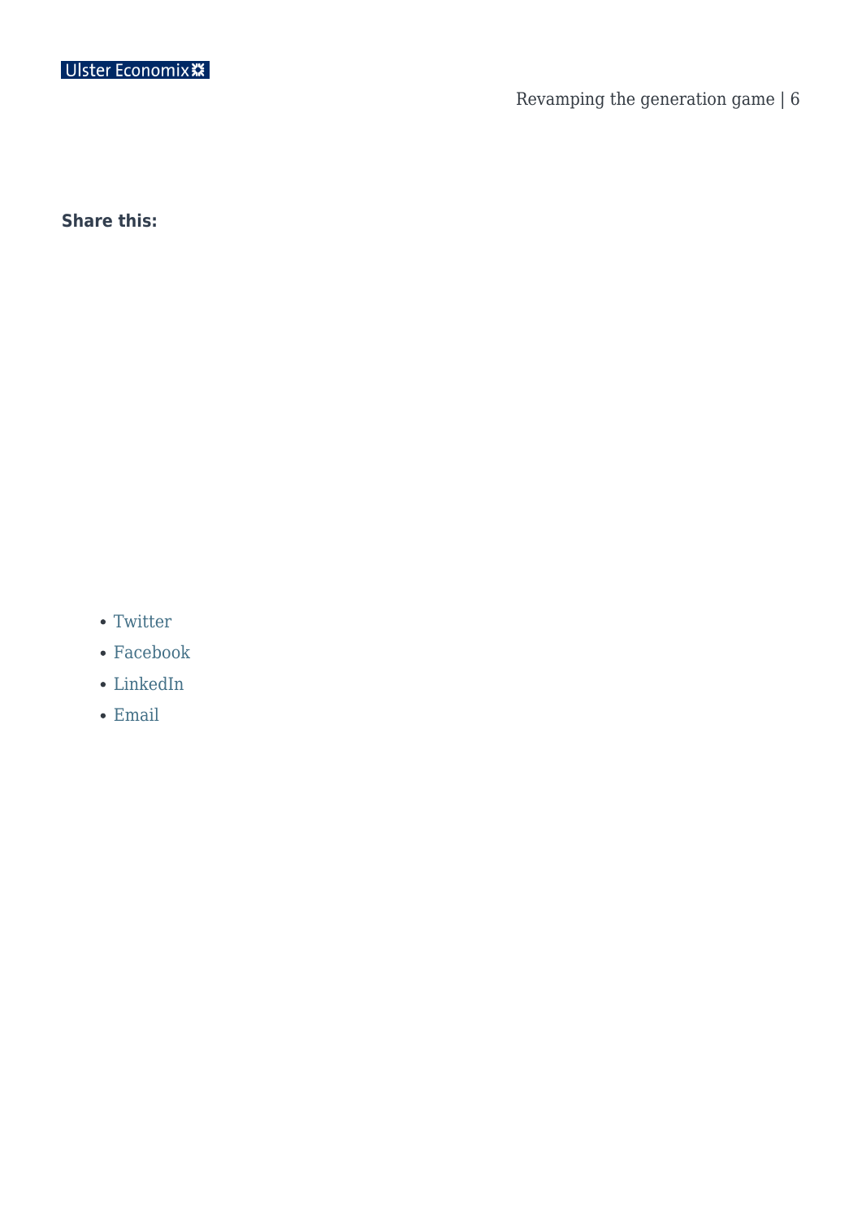**Share this:**

- Twitter
- Facebook
- LinkedIn
- Email